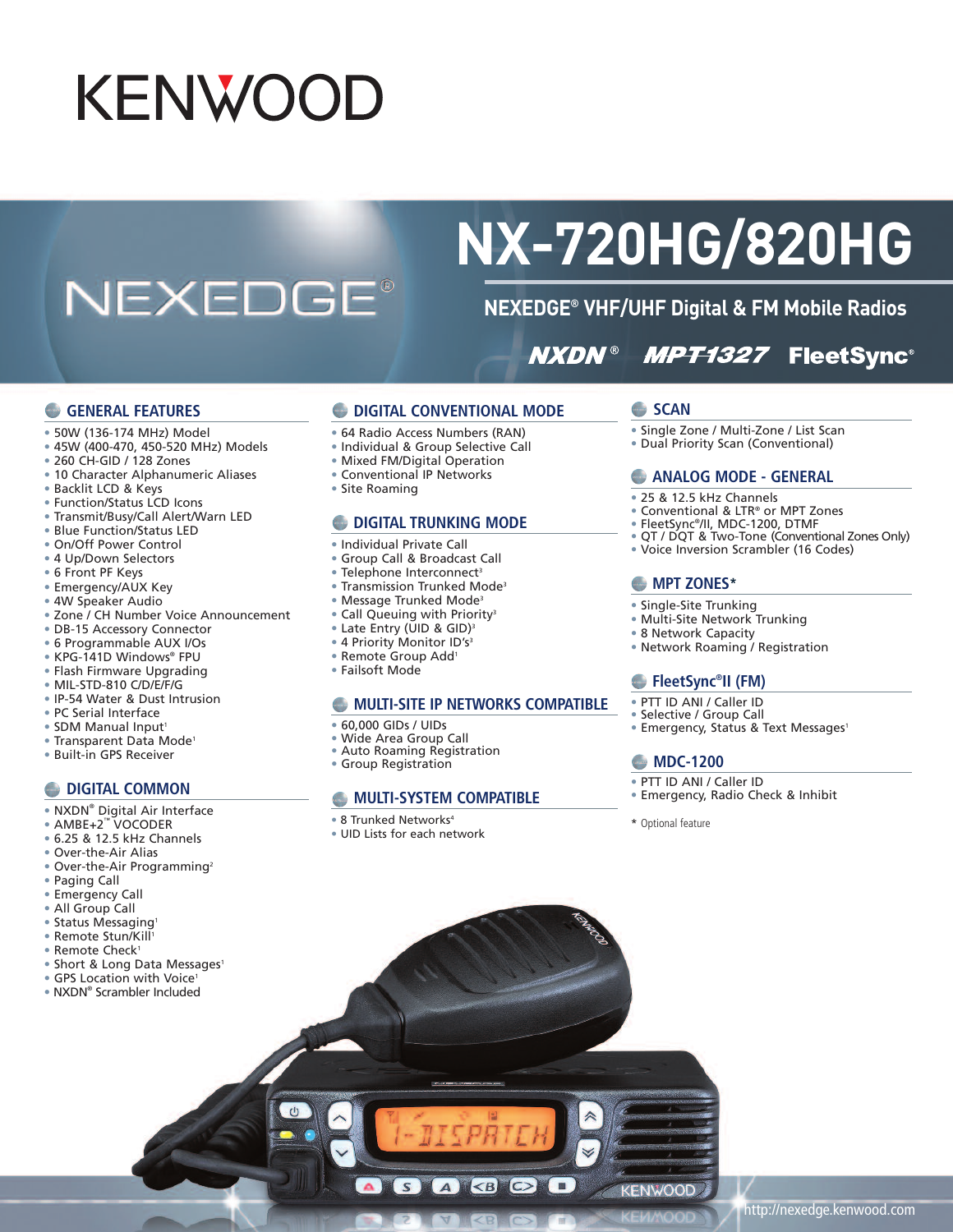# KENWOOD

# NX-720HG/820HG

NEXEDGE®

## NEXEDGE® VHF/UHF Digital & FM Mobile Radios

NXDN® MPT1327 FleetSync®

## GENERAL FEATURES

- 50W (136-174 MHz) Model
- 45W (400-470, 450-520 MHz) Models
- 260 CH-GID / 128 Zones
- 10 Character Alphanumeric Aliases
- Backlit LCD & Keys
- Function/Status LCD Icons
- Transmit/Busy/Call Alert/Warn LED
- Blue Function/Status LED
- On/Off Power Control
- 4 Up/Down Selectors
- 6 Front PF Keys
- Emergency/AUX Key
- 4W Speaker Audio
- Zone / CH Number Voice Announcement
- DB-15 Accessory Connector
- 6 Programmable AUX I/Os
- KPG-141D Windows® FPU
- Flash Firmware Upgrading
- MIL-STD-810 C/D/E/F/G
- IP-54 Water & Dust Intrusion
- PC Serial Interface
- SDM Manual Input[1]
- Transparent Data Mode[1]
- Built-in GPS Receiver

## DIGITAL COMMON

- NXDN® Digital Air Interface
- AMBE+2™ VOCODER
- 6.25 & 12.5 kHz Channels
- Over-the-Air Alias
- Over-the-Air Programming[2]
- Paging Call
- Emergency Call
- All Group Call
- Status Messaging[1]
- Remote Stun/Kill[1]
- Remote Check[1]
- Short & Long Data Messages[1]
- GPS Location with Voice[1]
- NXDN® Scrambler Included

## DIGITAL CONVENTIONAL MODE

- 64 Radio Access Numbers (RAN)
- Individual & Group Selective Call
- Mixed FM/Digital Operation
- Conventional IP Networks
- Site Roaming

## DIGITAL TRUNKING MODE

- Individual Private Call
- Group Call & Broadcast Call
- Telephone Interconnect[3]
- Transmission Trunked Mode[3]
- Message Trunked Mode[3]
- Call Queuing with Priority[3]
- Late Entry (UID & GID)[3]
- 4 Priority Monitor ID's[3]
- Remote Group Add[1]
- Failsoft Mode

## MULTI-SITE IP NETWORKS COMPATIBLE

- 60,000 GIDs / UIDs
- Wide Area Group Call
- Auto Roaming Registration
- Group Registration

## MULTI-SYSTEM COMPATIBLE

- 8 Trunked Networks[4]
- UID Lists for each network

## SCAN

- Single Zone / Multi-Zone / List Scan
- Dual Priority Scan (Conventional)

## ANALOG MODE - GENERAL

- 25 & 12.5 kHz Channels
- Conventional & LTR® or MPT Zones
- FleetSync®/II, MDC-1200, DTMF
- QT / DQT & Two-Tone (Conventional Zones Only)
- Voice Inversion Scrambler (16 Codes)

## MPT ZONES*

- Single-Site Trunking
- Multi-Site Network Trunking
- 8 Network Capacity
- Network Roaming / Registration

## FleetSync®II (FM)

- PTT ID ANI / Caller ID
- Selective / Group Call
- Emergency, Status & Text Messages[1]

## MDC-1200

- PTT ID ANI / Caller ID
- Emergency, Radio Check & Inhibit

\* Optional feature

http://nexedge.kenwood.com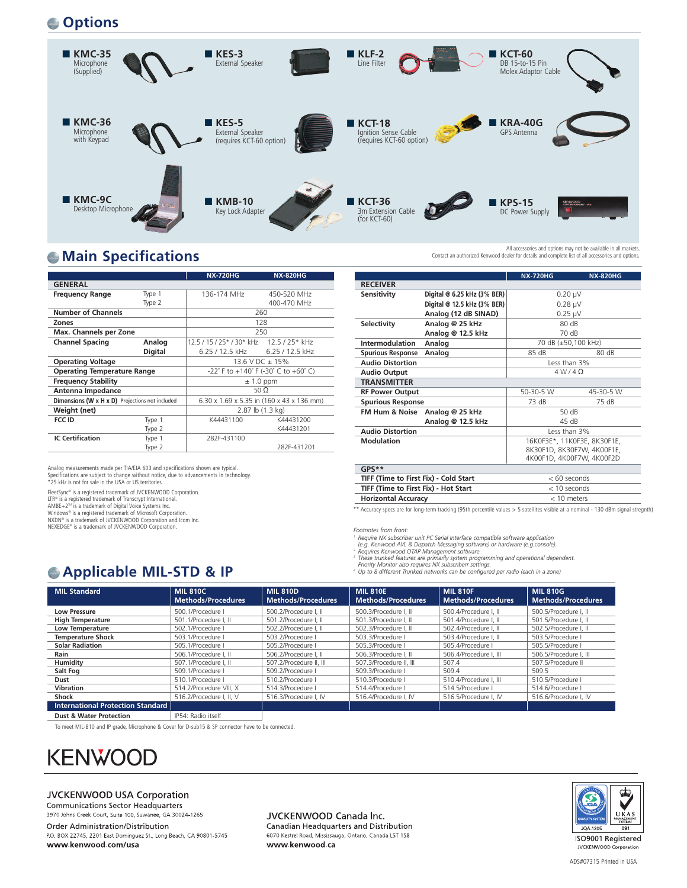## Options

- **KMC-35** Microphone (Supplied)
- **KES-3** External Speaker
- **KLF-2** Line Filter
- **KCT-60** DB 15-to-15 Pin Molex Adaptor Cable
- **KMC-36** Microphone with Keypad
- **KES-5** External Speaker (requires KCT-60 option)
- **KCT-18** Ignition Sense Cable (requires KCT-60 option)
- **KRA-40G** GPS Antenna
- **KMC-9C** Desktop Microphone
- **KMB-10** Key Lock Adapter
- **KCT-36** 3m Extension Cable (for KCT-60)
- **KPS-15** DC Power Supply

All accessories and options may not be available in all markets.
Contact an authorized Kenwood dealer for details and complete list of all accessories and options.

## Main Specifications

| | | NX-720HG | NX-820HG |
|---|---|---|---|
| **GENERAL** | | | |
| **Frequency Range** | Type 1 | 136-174 MHz | 450-520 MHz |
| | Type 2 | | 400-470 MHz |
| **Number of Channels** | | 260 | |
| **Zones** | | 128 | |
| **Max. Channels per Zone** | | 250 | |
| **Channel Spacing** | Analog | 12.5 / 15 / 25* / 30* kHz | 12.5 / 25* kHz |
| | Digital | 6.25 / 12.5 kHz | 6.25 / 12.5 kHz |
| **Operating Voltage** | | 13.6 V DC ± 15% | |
| **Operating Temperature Range** | | -22° F to +140° F (-30° C to +60° C) | |
| **Frequency Stability** | | ± 1.0 ppm | |
| **Antenna Impedance** | | 50 Ω | |
| **Dimensions (W x H x D)** Projections not included | | 6.30 x 1.69 x 5.35 in (160 x 43 x 136 mm) | |
| **Weight (net)** | | 2.87 lb (1.3 kg) | |
| **FCC ID** | Type 1 | K44431100 | K44431200 |
| | Type 2 | | K44431201 |
| **IC Certification** | Type 1 | 282F-431100 | |
| | Type 2 | | 282F-431201 |

Analog measurements made per TIA/EIA 603 and specifications shown are typical.
Specifications are subject to change without notice, due to advancements in technology.
*25 kHz is not for sale in the USA or US territories.

FleetSync® is a registered trademark of JVCKENWOOD Corporation.
LTR® is a registered trademark of Transcrypt International.
AMBE+2™ is a trademark of Digital Voice Systems Inc.
Windows® is a registered trademark of Microsoft Corporation.
NXDN® is a trademark of JVCKENWOOD Corporation and Icom Inc.
NEXEDGE® is a trademark of JVCKENWOOD Corporation.

| | | NX-720HG | NX-820HG |
|---|---|---|---|
| **RECEIVER** | | | |
| **Sensitivity** | Digital @ 6.25 kHz (3% BER) | 0.20 µV | |
| | Digital @ 12.5 kHz (3% BER) | 0.28 µV | |
| | Analog (12 dB SINAD) | 0.25 µV | |
| **Selectivity** | Analog @ 25 kHz | 80 dB | |
| | Analog @ 12.5 kHz | 70 dB | |
| **Intermodulation** | Analog | 70 dB (±50,100 kHz) | |
| **Spurious Response** | Analog | 85 dB | 80 dB |
| **Audio Distortion** | | Less than 3% | |
| **Audio Output** | | 4 W / 4 Ω | |
| **TRANSMITTER** | | | |
| **RF Power Output** | | 50-30-5 W | 45-30-5 W |
| **Spurious Response** | | 73 dB | 75 dB |
| **FM Hum & Noise** | Analog @ 25 kHz | 50 dB | |
| | Analog @ 12.5 kHz | 45 dB | |
| **Audio Distortion** | | Less than 3% | |
| **Modulation** | | 16K0F3E*, 11K0F3E, 8K30F1E, 8K30F1D, 8K30F7W, 4K00F1E, 4K00F1D, 4K00F7W, 4K00F2D | |
| **GPS**** | | | |
| **TIFF (Time to First Fix) - Cold Start** | | < 60 seconds | |
| **TIFF (Time to First Fix) - Hot Start** | | < 10 seconds | |
| **Horizontal Accuracy** | | < 10 meters | |

** Accuracy specs are for long-term tracking (95th percentile values > 5 satellites visible at a nominal - 130 dBm signal stregnth)

*Footnotes from front:*

*[1] Require NX subscriber unit PC Serial Interface compatible software application (e.g. Kenwood AVL & Dispatch Messaging software) or hardware (e.g.console).*
*[2] Requires Kenwood OTAP Management software.*
*[3] These trunked features are primarily system programming and operational dependent. Priority Monitor also requires NX subscriberr settings.*
*[4] Up to 8 different Trunked networks can be configured per radio (each in a zone)*

## Applicable MIL-STD & IP

| MIL Standard | MIL 810C Methods/Procedures | MIL 810D Methods/Procedures | MIL 810E Methods/Procedures | MIL 810F Methods/Procedures | MIL 810G Methods/Procedures |
|---|---|---|---|---|---|
| Low Pressure | 500.1/Procedure I | 500.2/Procedure I, II | 500.3/Procedure I, II | 500.4/Procedure I, II | 500.5/Procedure I, II |
| High Temperature | 501.1/Procedure I, II | 501.2/Procedure I, II | 501.3/Procedure I, II | 501.4/Procedure I, II | 501.5/Procedure I, II |
| Low Temperature | 502.1/Procedure I | 502.2/Procedure I, II | 502.3/Procedure I, II | 502.4/Procedure I, II | 502.5/Procedure I, II |
| Temperature Shock | 503.1/Procedure I | 503.2/Procedure I | 503.3/Procedure I | 503.4/Procedure I, II | 503.5/Procedure I |
| Solar Radiation | 505.1/Procedure I | 505.2/Procedure I | 505.3/Procedure I | 505.4/Procedure I | 505.5/Procedure I |
| Rain | 506.1/Procedure I, II | 506.2/Procedure I, II | 506.3/Procedure I, II | 506.4/Procedure I, III | 506.5/Procedure I, III |
| Humidity | 507.1/Procedure I, II | 507.2/Procedure II, III | 507.3/Procedure II, III | 507.4 | 507.5/Procedure II |
| Salt Fog | 509.1/Procedure I | 509.2/Procedure I | 509.3/Procedure I | 509.4 | 509.5 |
| Dust | 510.1/Procedure I | 510.2/Procedure I | 510.3/Procedure I | 510.4/Procedure I, III | 510.5/Procedure I |
| Vibration | 514.2/Procedure VIII, X | 514.3/Procedure I | 514.4/Procedure I | 514.5/Procedure I | 514.6/Procedure I |
| Shock | 516.2/Procedure I, II, V | 516.3/Procedure I, IV | 516.4/Procedure I, IV | 516.5/Procedure I, IV | 516.6/Procedure I, IV |
| **International Protection Standard** | | | | | |
| Dust & Water Protection | IP54: Radio itself | | | | |

To meet MIL-810 and IP grade, Microphone & Cover for D-sub15 & SP connector have to be connected.

KENWOOD

**JVCKENWOOD USA Corporation**
Communications Sector Headquarters
3970 Johns Creek Court, Suite 100, Suwanee, GA 30024-1265

Order Administration/Distribution
P.O. BOX 22745, 2201 East Dominguez St., Long Beach, CA 90801-5745
**www.kenwood.com/usa**

**JVCKENWOOD Canada Inc.**
Canadian Headquarters and Distribution
6070 Kestrel Road, Mississauga, Ontario, Canada L5T 1S8
**www.kenwood.ca**

JQA-1205 091
ISO9001 Registered
JVCKENWOOD Corporation

ADS#07315 Printed in USA